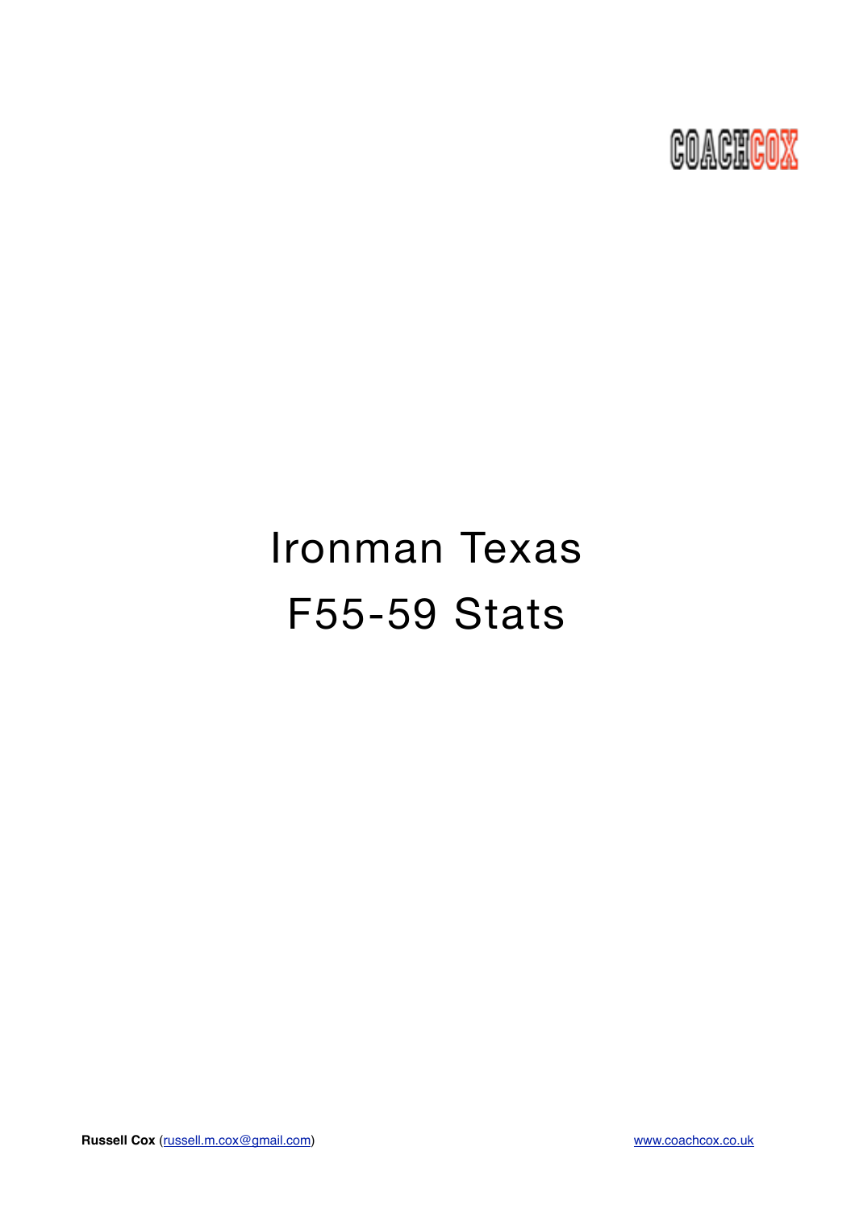COACHCOX

# Ironman Texas

# F55-59 Stats

**Russell Cox** (russell.m.cox@gmail.com) www.coachcox.co.uk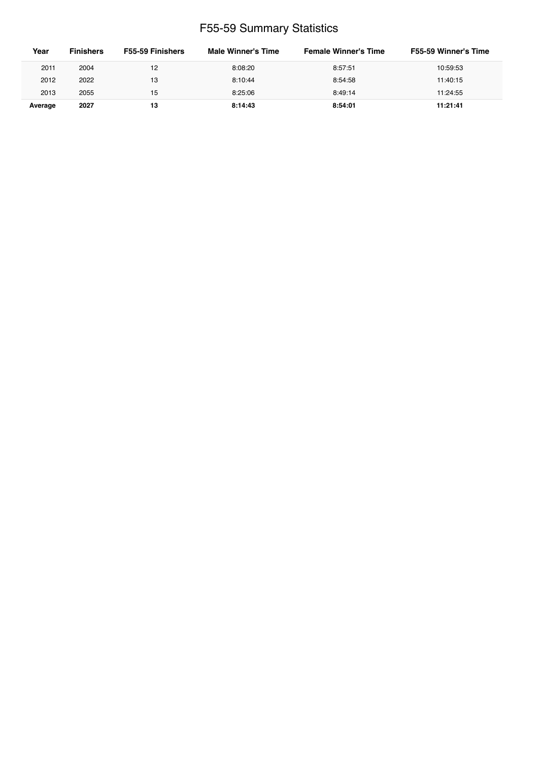# F55-59 Summary Statistics

| Year | Finishers | F55-59 Finishers | Male Winner's Time | Female Winner's Time | F55-59 Winner's Time |
|---|---|---|---|---|---|
| 2011 | 2004 | 12 | 8:08:20 | 8:57:51 | 10:59:53 |
| 2012 | 2022 | 13 | 8:10:44 | 8:54:58 | 11:40:15 |
| 2013 | 2055 | 15 | 8:25:06 | 8:49:14 | 11:24:55 |
| **Average** | **2027** | **13** | **8:14:43** | **8:54:01** | **11:21:41** |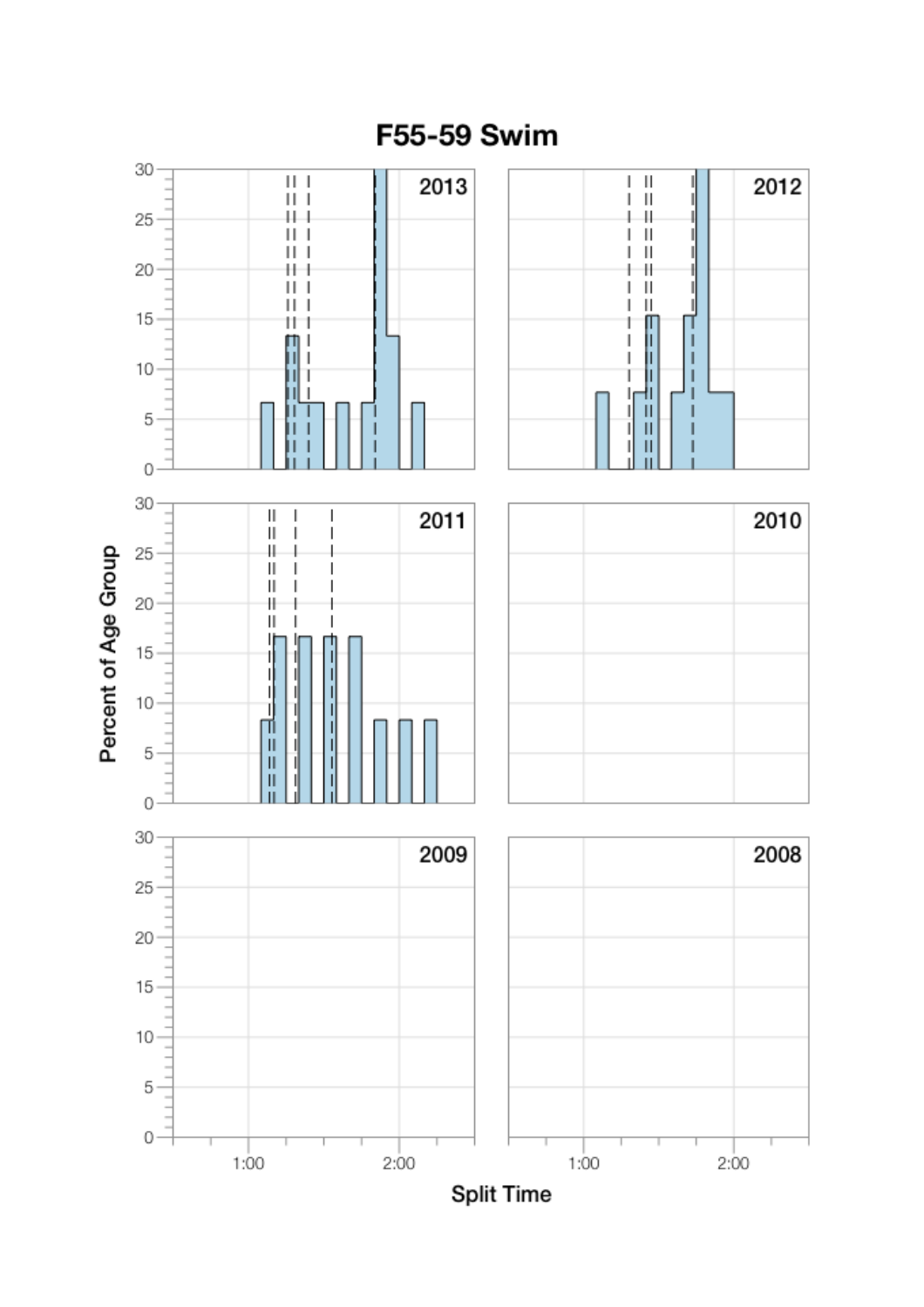# F55-59 Swim

Percent of Age Group

2013

2012

2011

2010

2009

2008

Split Time

1:00

2:00

1:00

2:00

0

5

10

15

20

25

30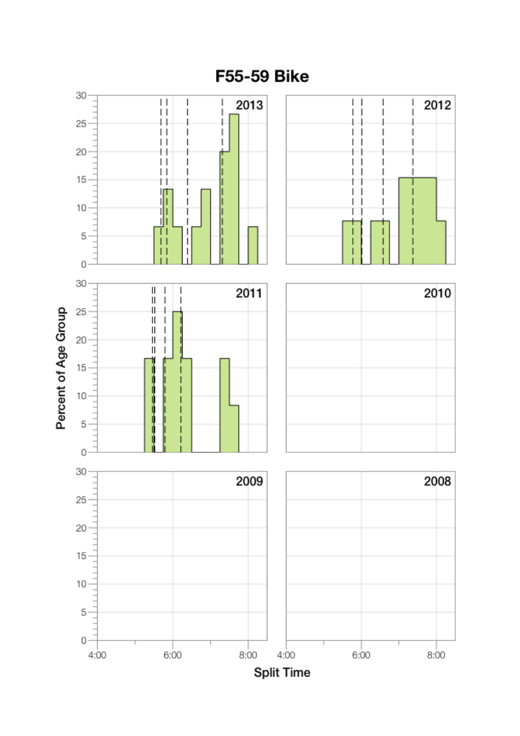# F55-59 Bike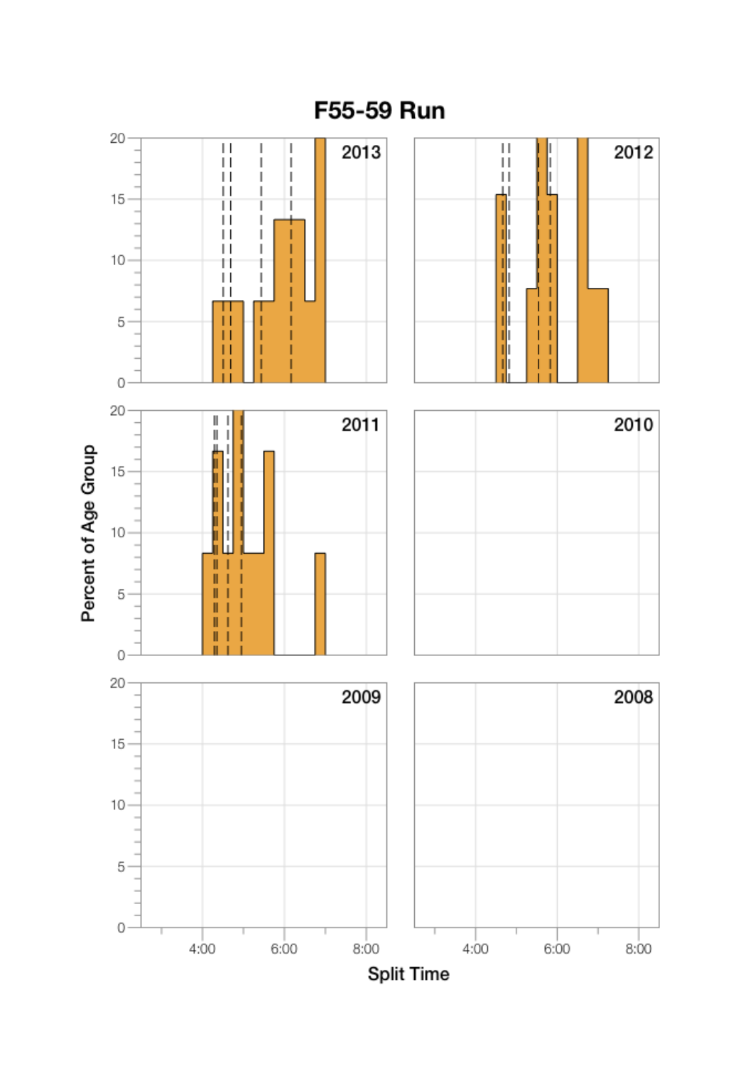# F55-59 Run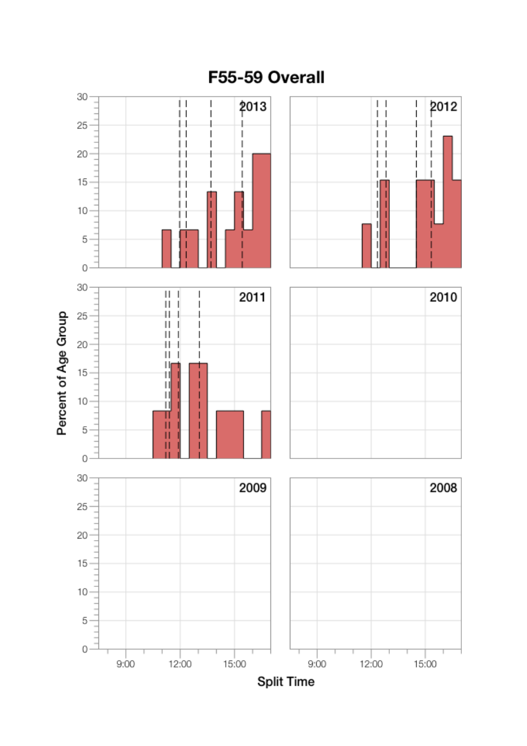# F55-59 Overall

Percent of Age Group

2013

2012

2011

2010

2009

2008

30
25
20
15
10
5
0

9:00 12:00 15:00

Split Time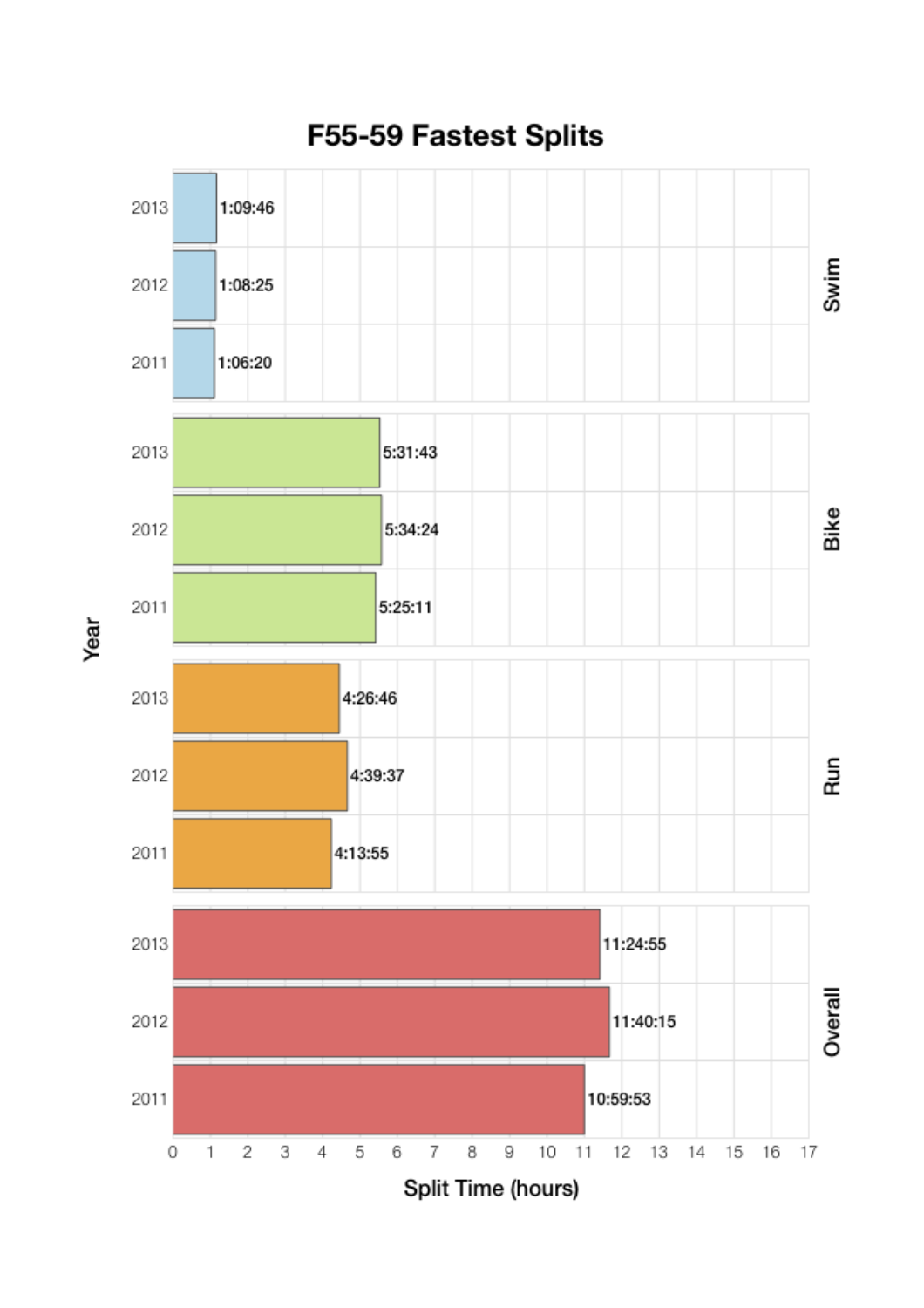# F55-59 Fastest Splits

| Split | Year | Time |
|---|---|---|
| Swim | 2013 | 1:09:46 |
| Swim | 2012 | 1:08:25 |
| Swim | 2011 | 1:06:20 |
| Bike | 2013 | 5:31:43 |
| Bike | 2012 | 5:34:24 |
| Bike | 2011 | 5:25:11 |
| Run | 2013 | 4:26:46 |
| Run | 2012 | 4:39:37 |
| Run | 2011 | 4:13:55 |
| Overall | 2013 | 11:24:55 |
| Overall | 2012 | 11:40:15 |
| Overall | 2011 | 10:59:53 |

Year

Split Time (hours)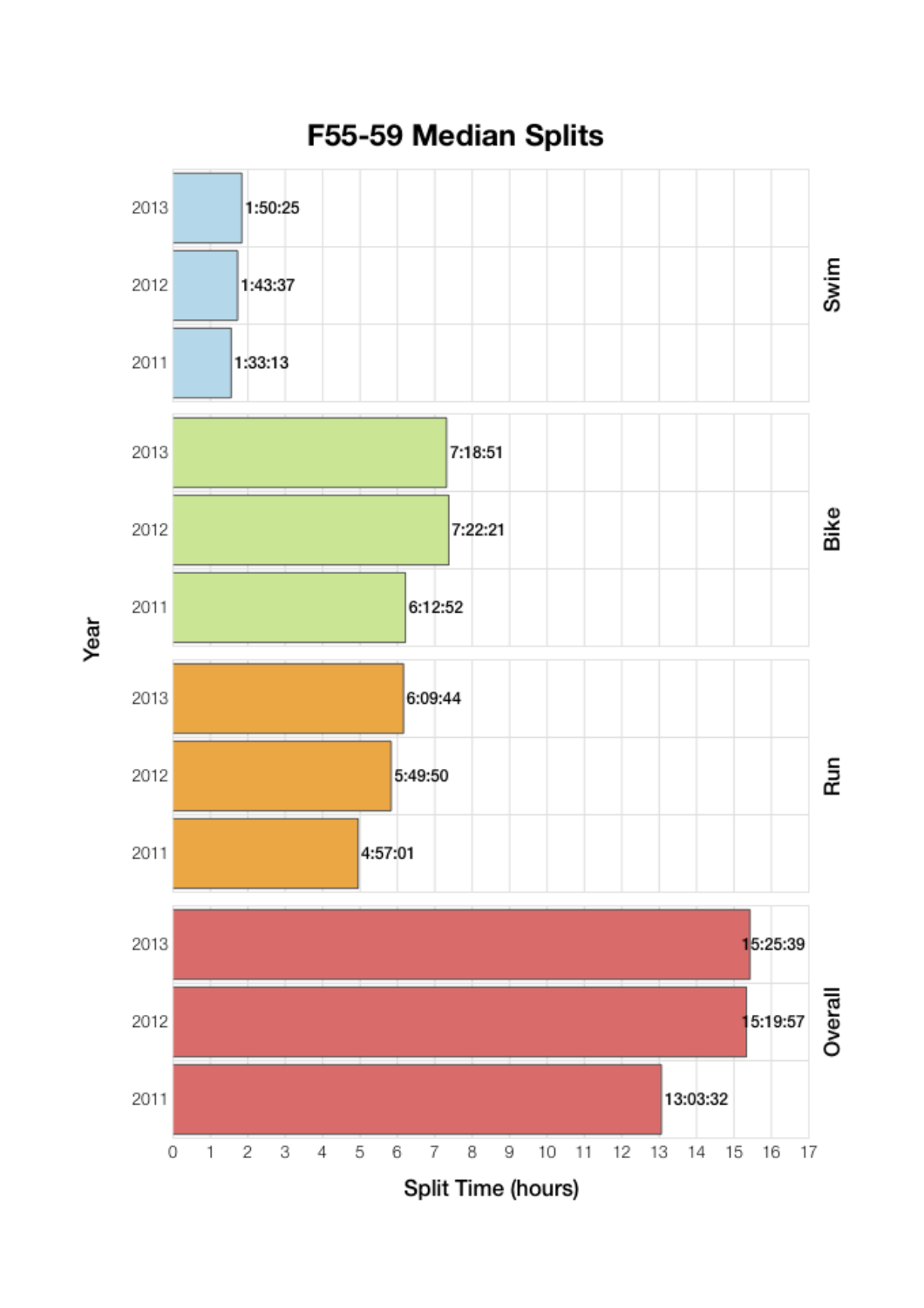# F55-59 Median Splits

| Segment | Year | Split Time |
|---|---|---|
| Swim | 2013 | 1:50:25 |
| Swim | 2012 | 1:43:37 |
| Swim | 2011 | 1:33:13 |
| Bike | 2013 | 7:18:51 |
| Bike | 2012 | 7:22:21 |
| Bike | 2011 | 6:12:52 |
| Run | 2013 | 6:09:44 |
| Run | 2012 | 5:49:50 |
| Run | 2011 | 4:57:01 |
| Overall | 2013 | 15:25:39 |
| Overall | 2012 | 15:19:57 |
| Overall | 2011 | 13:03:32 |

Year

Split Time (hours)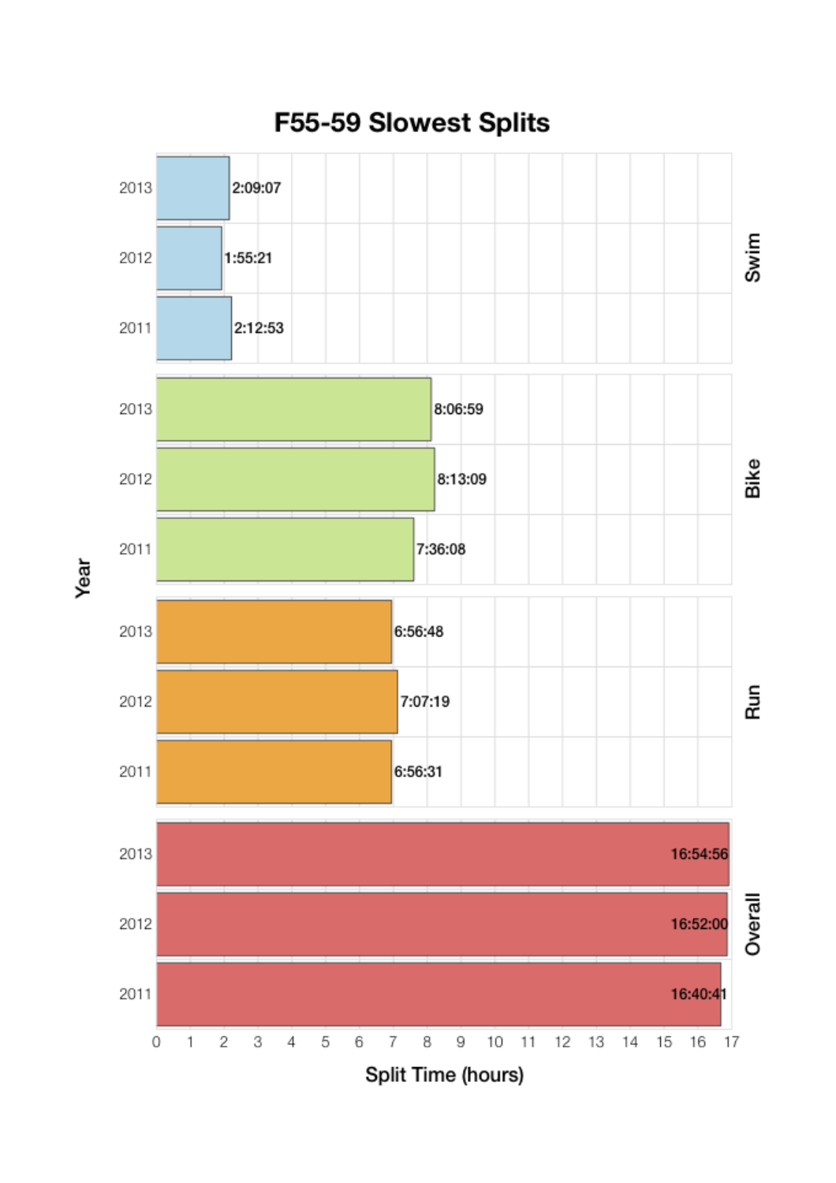# F55-59 Slowest Splits

| Segment | Year | Split Time |
| --- | --- | --- |
| Swim | 2013 | 2:09:07 |
| Swim | 2012 | 1:55:21 |
| Swim | 2011 | 2:12:53 |
| Bike | 2013 | 8:06:59 |
| Bike | 2012 | 8:13:09 |
| Bike | 2011 | 7:36:08 |
| Run | 2013 | 6:56:48 |
| Run | 2012 | 7:07:19 |
| Run | 2011 | 6:56:31 |
| Overall | 2013 | 16:54:56 |
| Overall | 2012 | 16:52:00 |
| Overall | 2011 | 16:40:41 |

Year

Split Time (hours)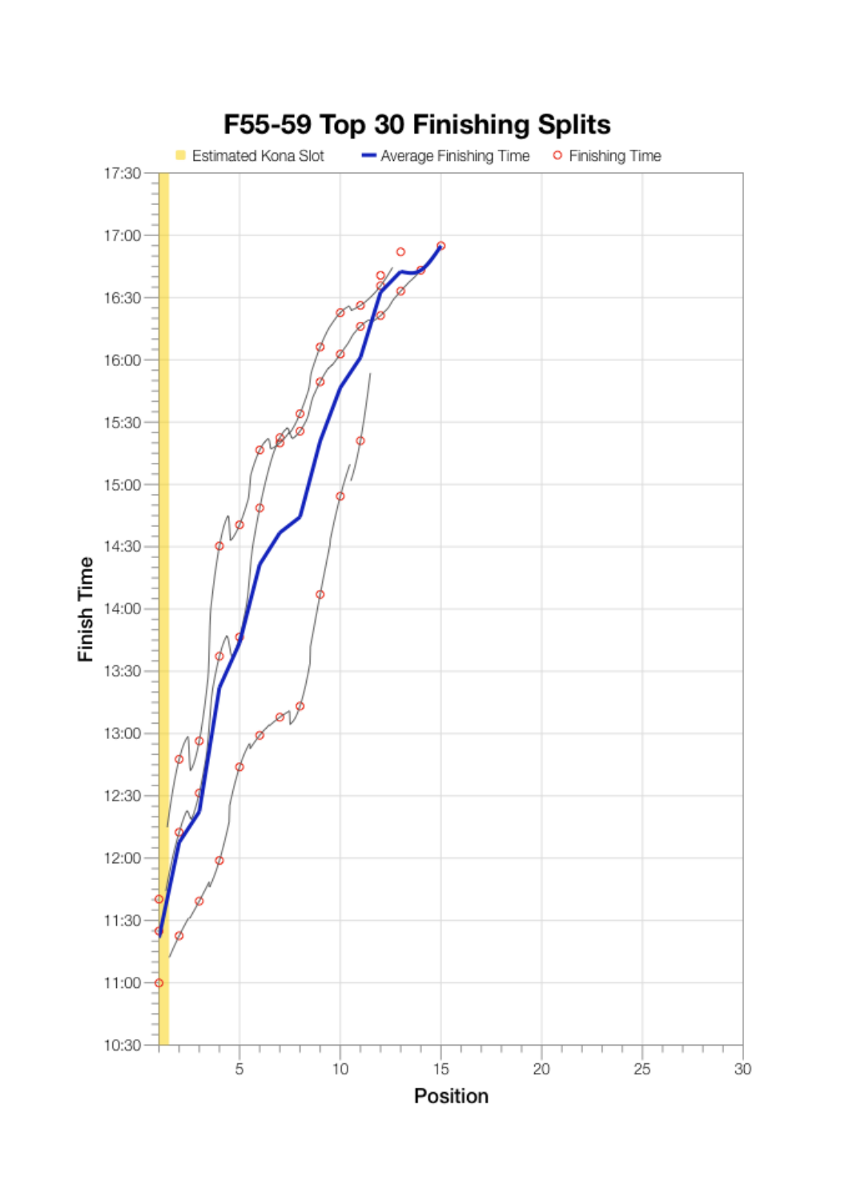## F55-59 Top 30 Finishing Splits

Estimated Kona Slot | Average Finishing Time | Finishing Time

Finish Time

17:30
17:00
16:30
16:00
15:30
15:00
14:30
14:00
13:30
13:00
12:30
12:00
11:30
11:00
10:30

5 10 15 20 25 30

Position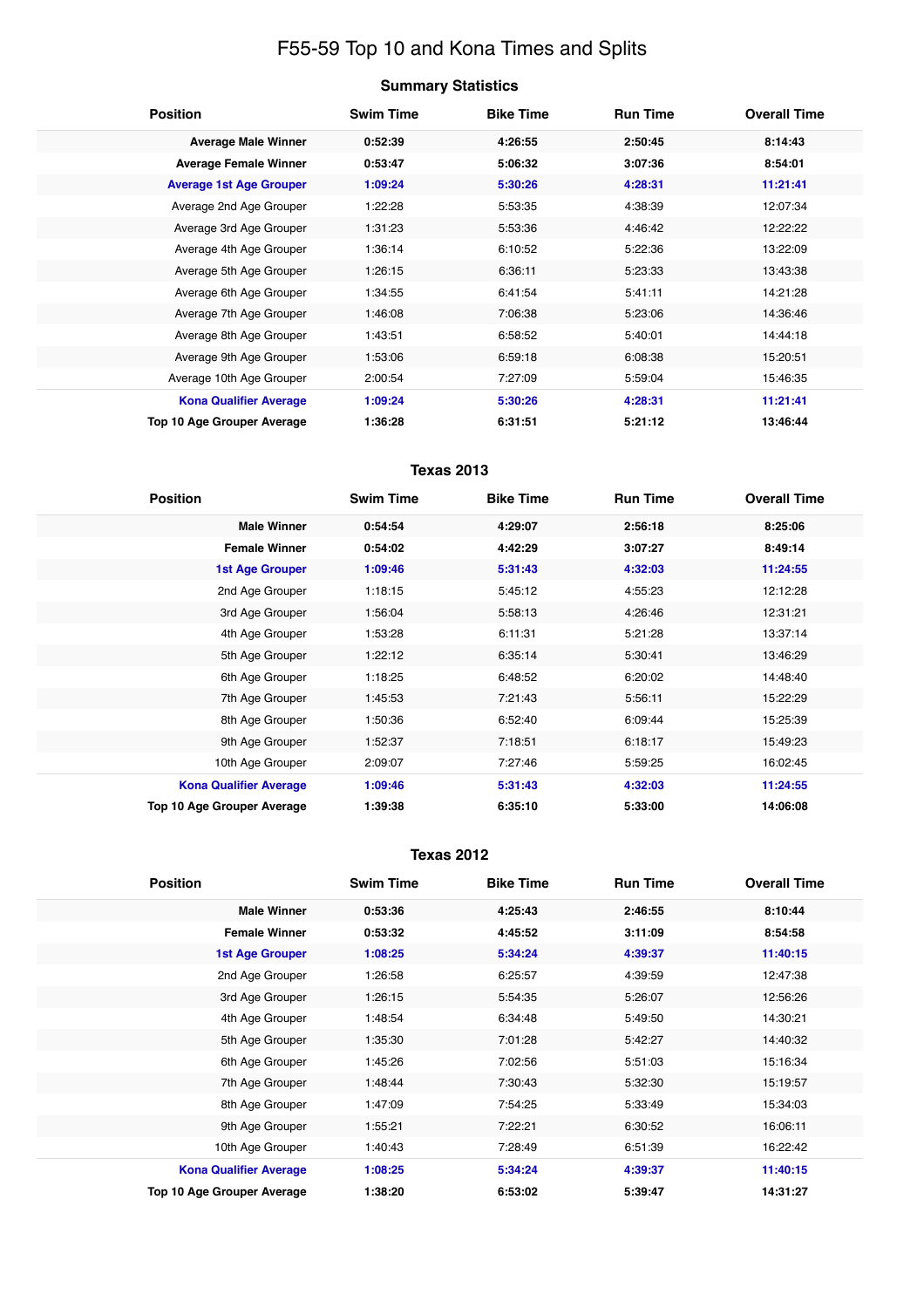# F55-59 Top 10 and Kona Times and Splits

## Summary Statistics

| Position | Swim Time | Bike Time | Run Time | Overall Time |
|---|---|---|---|---|
| **Average Male Winner** | **0:52:39** | **4:26:55** | **2:50:45** | **8:14:43** |
| **Average Female Winner** | **0:53:47** | **5:06:32** | **3:07:36** | **8:54:01** |
| **Average 1st Age Grouper** | **1:09:24** | **5:30:26** | **4:28:31** | **11:21:41** |
| Average 2nd Age Grouper | 1:22:28 | 5:53:35 | 4:38:39 | 12:07:34 |
| Average 3rd Age Grouper | 1:31:23 | 5:53:36 | 4:46:42 | 12:22:22 |
| Average 4th Age Grouper | 1:36:14 | 6:10:52 | 5:22:36 | 13:22:09 |
| Average 5th Age Grouper | 1:26:15 | 6:36:11 | 5:23:33 | 13:43:38 |
| Average 6th Age Grouper | 1:34:55 | 6:41:54 | 5:41:11 | 14:21:28 |
| Average 7th Age Grouper | 1:46:08 | 7:06:38 | 5:23:06 | 14:36:46 |
| Average 8th Age Grouper | 1:43:51 | 6:58:52 | 5:40:01 | 14:44:18 |
| Average 9th Age Grouper | 1:53:06 | 6:59:18 | 6:08:38 | 15:20:51 |
| Average 10th Age Grouper | 2:00:54 | 7:27:09 | 5:59:04 | 15:46:35 |
| **Kona Qualifier Average** | **1:09:24** | **5:30:26** | **4:28:31** | **11:21:41** |
| **Top 10 Age Grouper Average** | **1:36:28** | **6:31:51** | **5:21:12** | **13:46:44** |

## Texas 2013

| Position | Swim Time | Bike Time | Run Time | Overall Time |
|---|---|---|---|---|
| **Male Winner** | **0:54:54** | **4:29:07** | **2:56:18** | **8:25:06** |
| **Female Winner** | **0:54:02** | **4:42:29** | **3:07:27** | **8:49:14** |
| **1st Age Grouper** | **1:09:46** | **5:31:43** | **4:32:03** | **11:24:55** |
| 2nd Age Grouper | 1:18:15 | 5:45:12 | 4:55:23 | 12:12:28 |
| 3rd Age Grouper | 1:56:04 | 5:58:13 | 4:26:46 | 12:31:21 |
| 4th Age Grouper | 1:53:28 | 6:11:31 | 5:21:28 | 13:37:14 |
| 5th Age Grouper | 1:22:12 | 6:35:14 | 5:30:41 | 13:46:29 |
| 6th Age Grouper | 1:18:25 | 6:48:52 | 6:20:02 | 14:48:40 |
| 7th Age Grouper | 1:45:53 | 7:21:43 | 5:56:11 | 15:22:29 |
| 8th Age Grouper | 1:50:36 | 6:52:40 | 6:09:44 | 15:25:39 |
| 9th Age Grouper | 1:52:37 | 7:18:51 | 6:18:17 | 15:49:23 |
| 10th Age Grouper | 2:09:07 | 7:27:46 | 5:59:25 | 16:02:45 |
| **Kona Qualifier Average** | **1:09:46** | **5:31:43** | **4:32:03** | **11:24:55** |
| **Top 10 Age Grouper Average** | **1:39:38** | **6:35:10** | **5:33:00** | **14:06:08** |

## Texas 2012

| Position | Swim Time | Bike Time | Run Time | Overall Time |
|---|---|---|---|---|
| **Male Winner** | **0:53:36** | **4:25:43** | **2:46:55** | **8:10:44** |
| **Female Winner** | **0:53:32** | **4:45:52** | **3:11:09** | **8:54:58** |
| **1st Age Grouper** | **1:08:25** | **5:34:24** | **4:39:37** | **11:40:15** |
| 2nd Age Grouper | 1:26:58 | 6:25:57 | 4:39:59 | 12:47:38 |
| 3rd Age Grouper | 1:26:15 | 5:54:35 | 5:26:07 | 12:56:26 |
| 4th Age Grouper | 1:48:54 | 6:34:48 | 5:49:50 | 14:30:21 |
| 5th Age Grouper | 1:35:30 | 7:01:28 | 5:42:27 | 14:40:32 |
| 6th Age Grouper | 1:45:26 | 7:02:56 | 5:51:03 | 15:16:34 |
| 7th Age Grouper | 1:48:44 | 7:30:43 | 5:32:30 | 15:19:57 |
| 8th Age Grouper | 1:47:09 | 7:54:25 | 5:33:49 | 15:34:03 |
| 9th Age Grouper | 1:55:21 | 7:22:21 | 6:30:52 | 16:06:11 |
| 10th Age Grouper | 1:40:43 | 7:28:49 | 6:51:39 | 16:22:42 |
| **Kona Qualifier Average** | **1:08:25** | **5:34:24** | **4:39:37** | **11:40:15** |
| **Top 10 Age Grouper Average** | **1:38:20** | **6:53:02** | **5:39:47** | **14:31:27** |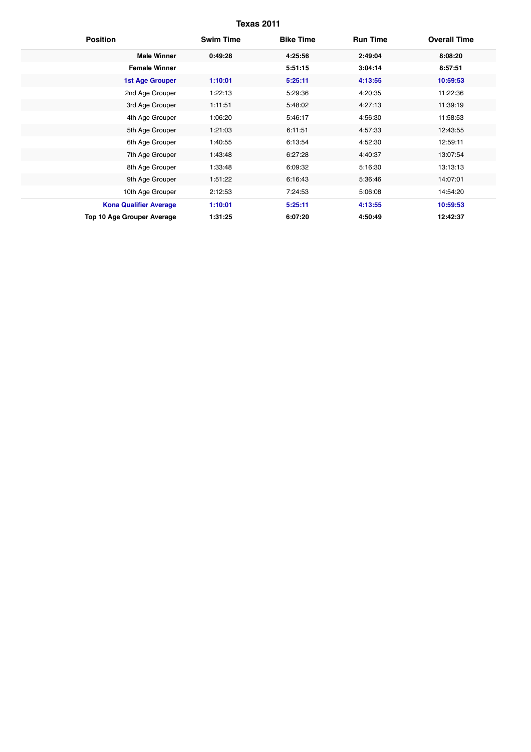## Texas 2011

| Position | Swim Time | Bike Time | Run Time | Overall Time |
|---|---|---|---|---|
| **Male Winner** | **0:49:28** | **4:25:56** | **2:49:04** | **8:08:20** |
| **Female Winner** | | **5:51:15** | **3:04:14** | **8:57:51** |
| **1st Age Grouper** | **1:10:01** | **5:25:11** | **4:13:55** | **10:59:53** |
| 2nd Age Grouper | 1:22:13 | 5:29:36 | 4:20:35 | 11:22:36 |
| 3rd Age Grouper | 1:11:51 | 5:48:02 | 4:27:13 | 11:39:19 |
| 4th Age Grouper | 1:06:20 | 5:46:17 | 4:56:30 | 11:58:53 |
| 5th Age Grouper | 1:21:03 | 6:11:51 | 4:57:33 | 12:43:55 |
| 6th Age Grouper | 1:40:55 | 6:13:54 | 4:52:30 | 12:59:11 |
| 7th Age Grouper | 1:43:48 | 6:27:28 | 4:40:37 | 13:07:54 |
| 8th Age Grouper | 1:33:48 | 6:09:32 | 5:16:30 | 13:13:13 |
| 9th Age Grouper | 1:51:22 | 6:16:43 | 5:36:46 | 14:07:01 |
| 10th Age Grouper | 2:12:53 | 7:24:53 | 5:06:08 | 14:54:20 |
| **Kona Qualifier Average** | **1:10:01** | **5:25:11** | **4:13:55** | **10:59:53** |
| **Top 10 Age Grouper Average** | **1:31:25** | **6:07:20** | **4:50:49** | **12:42:37** |